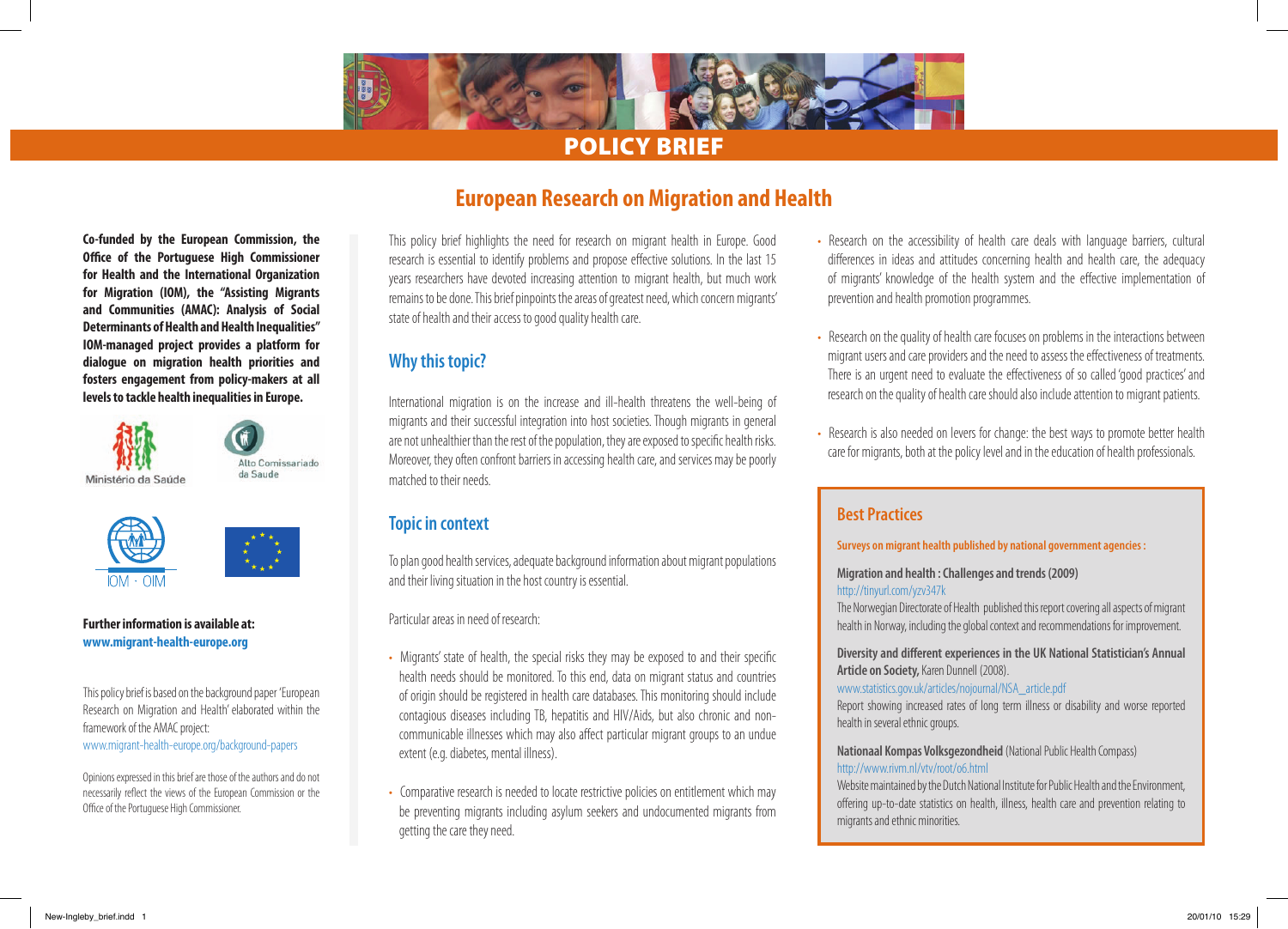# POLICY BRIEF

## European Research on Migration and Health

**Co-funded by the European Commission, the Office of the Portuguese High Commissioner for Health and the International Organization for Migration (IOM), the "Assisting Migrants and Communities (AMAC): Analysis of Social Determinants of Health and Health Inequalities" IOM-managed project provides a platform for dialogue on migration health priorities and fosters engagement from policy-makers at all levels to tackle health inequalities in Europe.**

Ministério da Saúde

Alto Comissariado da Saude

IOM · OIM

**Further information is available at:**
**www.migrant-health-europe.org**

This policy brief is based on the background paper 'European Research on Migration and Health' elaborated within the framework of the AMAC project:
www.migrant-health-europe.org/background-papers

Opinions expressed in this brief are those of the authors and do not necessarily reflect the views of the European Commission or the Office of the Portuguese High Commissioner.

This policy brief highlights the need for research on migrant health in Europe. Good research is essential to identify problems and propose effective solutions. In the last 15 years researchers have devoted increasing attention to migrant health, but much work remains to be done. This brief pinpoints the areas of greatest need, which concern migrants' state of health and their access to good quality health care.

### Why this topic?

International migration is on the increase and ill-health threatens the well-being of migrants and their successful integration into host societies. Though migrants in general are not unhealthier than the rest of the population, they are exposed to specific health risks. Moreover, they often confront barriers in accessing health care, and services may be poorly matched to their needs.

### Topic in context

To plan good health services, adequate background information about migrant populations and their living situation in the host country is essential.

Particular areas in need of research:

- Migrants' state of health, the special risks they may be exposed to and their specific health needs should be monitored. To this end, data on migrant status and countries of origin should be registered in health care databases. This monitoring should include contagious diseases including TB, hepatitis and HIV/Aids, but also chronic and non-communicable illnesses which may also affect particular migrant groups to an undue extent (e.g. diabetes, mental illness).
- Comparative research is needed to locate restrictive policies on entitlement which may be preventing migrants including asylum seekers and undocumented migrants from getting the care they need.
- Research on the accessibility of health care deals with language barriers, cultural differences in ideas and attitudes concerning health and health care, the adequacy of migrants' knowledge of the health system and the effective implementation of prevention and health promotion programmes.
- Research on the quality of health care focuses on problems in the interactions between migrant users and care providers and the need to assess the effectiveness of treatments. There is an urgent need to evaluate the effectiveness of so called 'good practices' and research on the quality of health care should also include attention to migrant patients.
- Research is also needed on levers for change: the best ways to promote better health care for migrants, both at the policy level and in the education of health professionals.

### Best Practices

**Surveys on migrant health published by national government agencies :**

**Migration and health : Challenges and trends (2009)**
http://tinyurl.com/yzv347k
The Norwegian Directorate of Health published this report covering all aspects of migrant health in Norway, including the global context and recommendations for improvement.

**Diversity and different experiences in the UK National Statistician's Annual Article on Society,** Karen Dunnell (2008).
www.statistics.gov.uk/articles/nojournal/NSA_article.pdf
Report showing increased rates of long term illness or disability and worse reported health in several ethnic groups.

**Nationaal Kompas Volksgezondheid** (National Public Health Compass)
http://www.rivm.nl/vtv/root/o6.html
Website maintained by the Dutch National Institute for Public Health and the Environment, offering up-to-date statistics on health, illness, health care and prevention relating to migrants and ethnic minorities.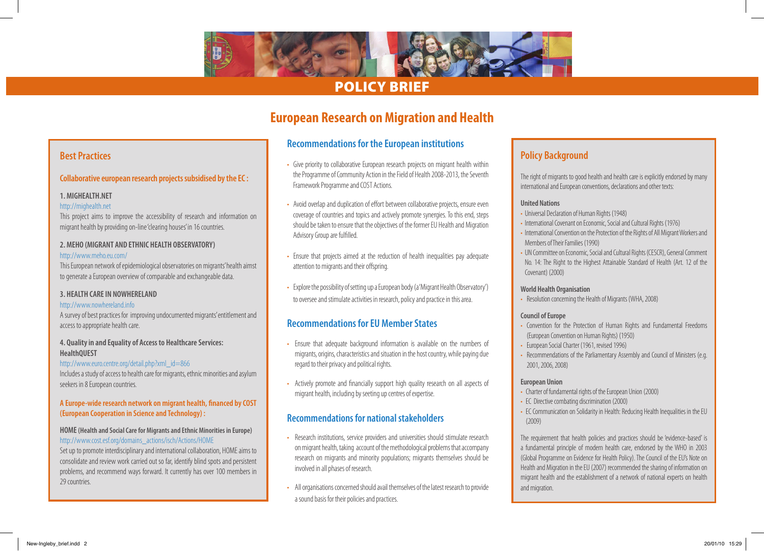# POLICY BRIEF

# European Research on Migration and Health

## Best Practices

### Collaborative european research projects subsidised by the EC :

**1. MIGHEALTH.NET**
http://mighealth.net
This project aims to improve the accessibility of research and information on migrant health by providing on-line 'clearing houses' in 16 countries.

**2. MEHO (MIGRANT AND ETHNIC HEALTH OBSERVATORY)**
http://www.meho.eu.com/
This European network of epidemiological observatories on migrants' health aimst to generate a European overview of comparable and exchangeable data.

**3. HEALTH CARE IN NOWHERELAND**
http://www.nowhereland.info
A survey of best practices for improving undocumented migrants' entitlement and access to appropriate health care.

**4. Quality in and Equality of Access to Healthcare Services: HealthQUEST**
http://www.euro.centre.org/detail.php?xml_id=866
Includes a study of access to health care for migrants, ethnic minorities and asylum seekers in 8 European countries.

### A Europe-wide research network on migrant health, financed by COST (European Cooperation in Science and Technology) :

**HOME (Health and Social Care for Migrants and Ethnic Minorities in Europe)**
http://www.cost.esf.org/domains_actions/isch/Actions/HOME
Set up to promote interdisciplinary and international collaboration, HOME aims to consolidate and review work carried out so far, identify blind spots and persistent problems, and recommend ways forward. It currently has over 100 members in 29 countries.

## Recommendations for the European institutions

- Give priority to collaborative European research projects on migrant health within the Programme of Community Action in the Field of Health 2008-2013, the Seventh Framework Programme and COST Actions.
- Avoid overlap and duplication of effort between collaborative projects, ensure even coverage of countries and topics and actively promote synergies. To this end, steps should be taken to ensure that the objectives of the former EU Health and Migration Advisory Group are fulfilled.
- Ensure that projects aimed at the reduction of health inequalities pay adequate attention to migrants and their offspring.
- Explore the possibility of setting up a European body (a 'Migrant Health Observatory') to oversee and stimulate activities in research, policy and practice in this area.

## Recommendations for EU Member States

- Ensure that adequate background information is available on the numbers of migrants, origins, characteristics and situation in the host country, while paying due regard to their privacy and political rights.
- Actively promote and financially support high quality research on all aspects of migrant health, including by seting up centres of expertise.

## Recommendations for national stakeholders

- Research institutions, service providers and universities should stimulate research on migrant health, taking account of the methodological problems that accompany research on migrants and minority populations; migrants themselves should be involved in all phases of research.
- All organisations concerned should avail themselves of the latest research to provide a sound basis for their policies and practices.

## Policy Background

The right of migrants to good health and health care is explicitly endorsed by many international and European conventions, declarations and other texts:

**United Nations**

- Universal Declaration of Human Rights (1948)
- International Covenant on Economic, Social and Cultural Rights (1976)
- International Convention on the Protection of the Rights of All Migrant Workers and Members of Their Families (1990)
- UN Committee on Economic, Social and Cultural Rights (CESCR), General Comment No. 14: The Right to the Highest Attainable Standard of Health (Art. 12 of the Covenant) (2000)

**World Health Organisation**

- Resolution concerning the Health of Migrants (WHA, 2008)

**Council of Europe**

- Convention for the Protection of Human Rights and Fundamental Freedoms (European Convention on Human Rights) (1950)
- European Social Charter (1961, revised 1996)
- Recommendations of the Parliamentary Assembly and Council of Ministers (e.g. 2001, 2006, 2008)

**European Union**

- Charter of fundamental rights of the European Union (2000)
- EC Directive combating discrimination (2000)
- EC Communication on Solidarity in Health: Reducing Health Inequalities in the EU (2009)

The requirement that health policies and practices should be 'evidence-based' is a fundamental principle of modern health care, endorsed by the WHO in 2003 (Global Programme on Evidence for Health Policy). The Council of the EU's Note on Health and Migration in the EU (2007) recommended the sharing of information on migrant health and the establishment of a network of national experts on health and migration.